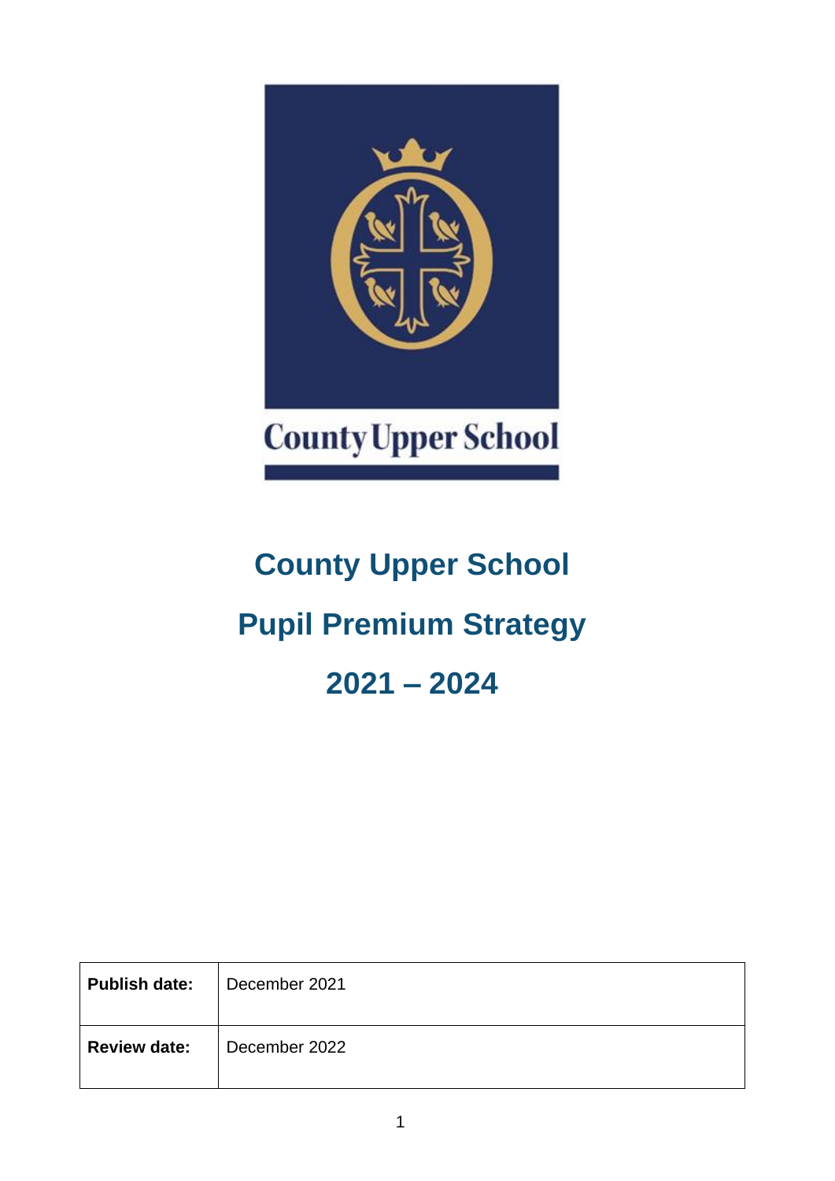# County Upper School

# Pupil Premium Strategy

# 2021 – 2024

| **Publish date:** | December 2021 |
|---|---|
| **Review date:** | December 2022 |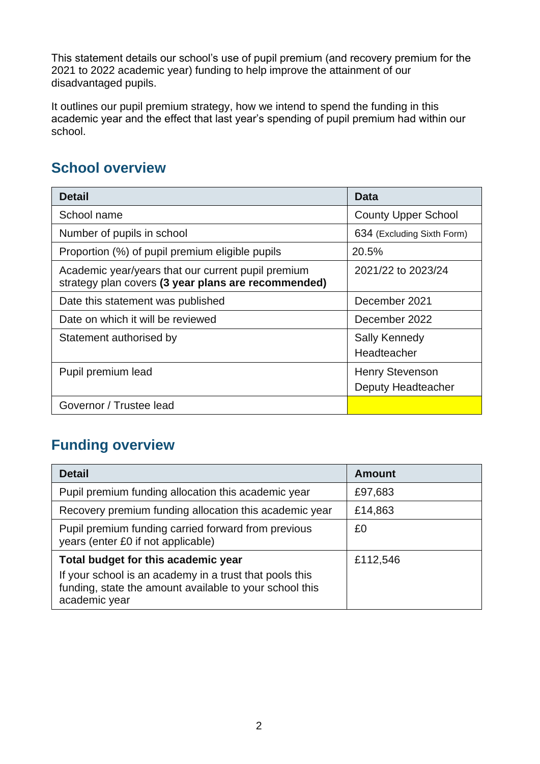This statement details our school's use of pupil premium (and recovery premium for the 2021 to 2022 academic year) funding to help improve the attainment of our disadvantaged pupils.

It outlines our pupil premium strategy, how we intend to spend the funding in this academic year and the effect that last year's spending of pupil premium had within our school.

## School overview

| Detail | Data |
|---|---|
| School name | County Upper School |
| Number of pupils in school | 634 (Excluding Sixth Form) |
| Proportion (%) of pupil premium eligible pupils | 20.5% |
| Academic year/years that our current pupil premium strategy plan covers **(3 year plans are recommended)** | 2021/22 to 2023/24 |
| Date this statement was published | December 2021 |
| Date on which it will be reviewed | December 2022 |
| Statement authorised by | Sally Kennedy Headteacher |
| Pupil premium lead | Henry Stevenson Deputy Headteacher |
| Governor / Trustee lead | |

## Funding overview

| Detail | Amount |
|---|---|
| Pupil premium funding allocation this academic year | £97,683 |
| Recovery premium funding allocation this academic year | £14,863 |
| Pupil premium funding carried forward from previous years (enter £0 if not applicable) | £0 |
| **Total budget for this academic year** If your school is an academy in a trust that pools this funding, state the amount available to your school this academic year | £112,546 |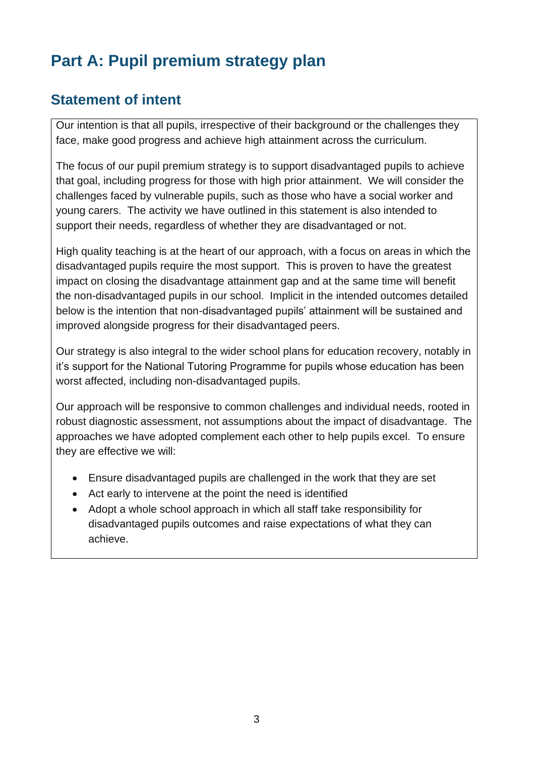# Part A: Pupil premium strategy plan

## Statement of intent

Our intention is that all pupils, irrespective of their background or the challenges they face, make good progress and achieve high attainment across the curriculum.

The focus of our pupil premium strategy is to support disadvantaged pupils to achieve that goal, including progress for those with high prior attainment. We will consider the challenges faced by vulnerable pupils, such as those who have a social worker and young carers. The activity we have outlined in this statement is also intended to support their needs, regardless of whether they are disadvantaged or not.

High quality teaching is at the heart of our approach, with a focus on areas in which the disadvantaged pupils require the most support. This is proven to have the greatest impact on closing the disadvantage attainment gap and at the same time will benefit the non-disadvantaged pupils in our school. Implicit in the intended outcomes detailed below is the intention that non-disadvantaged pupils' attainment will be sustained and improved alongside progress for their disadvantaged peers.

Our strategy is also integral to the wider school plans for education recovery, notably in it's support for the National Tutoring Programme for pupils whose education has been worst affected, including non-disadvantaged pupils.

Our approach will be responsive to common challenges and individual needs, rooted in robust diagnostic assessment, not assumptions about the impact of disadvantage. The approaches we have adopted complement each other to help pupils excel. To ensure they are effective we will:

- Ensure disadvantaged pupils are challenged in the work that they are set
- Act early to intervene at the point the need is identified
- Adopt a whole school approach in which all staff take responsibility for disadvantaged pupils outcomes and raise expectations of what they can achieve.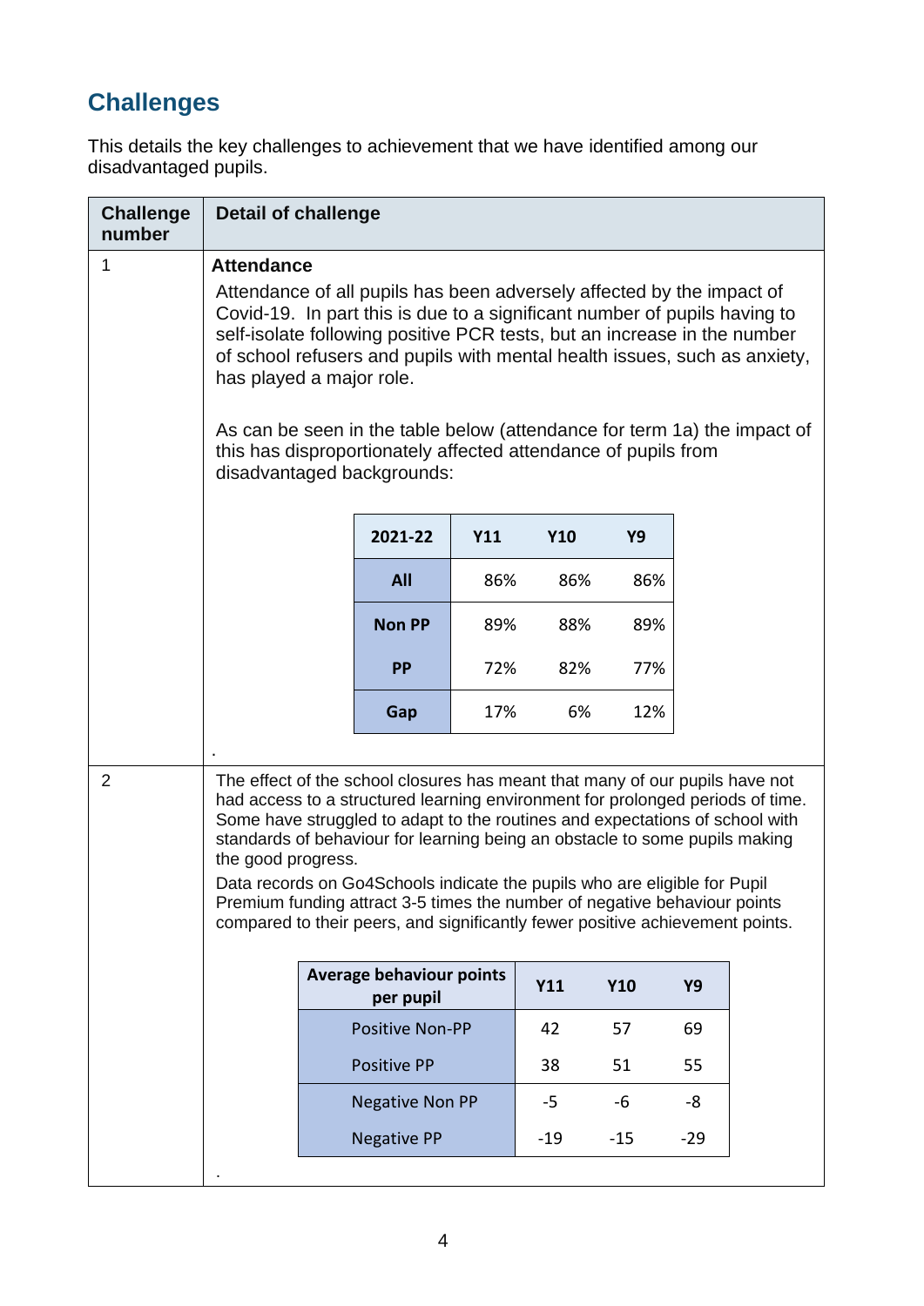## Challenges

This details the key challenges to achievement that we have identified among our disadvantaged pupils.

| Challenge number | Detail of challenge |
|---|---|
| 1 | **Attendance**<br>Attendance of all pupils has been adversely affected by the impact of Covid-19. In part this is due to a significant number of pupils having to self-isolate following positive PCR tests, but an increase in the number of school refusers and pupils with mental health issues, such as anxiety, has played a major role.<br><br>As can be seen in the table below (attendance for term 1a) the impact of this has disproportionately affected attendance of pupils from disadvantaged backgrounds: |
| 2 | The effect of the school closures has meant that many of our pupils have not had access to a structured learning environment for prolonged periods of time. Some have struggled to adapt to the routines and expectations of school with standards of behaviour for learning being an obstacle to some pupils making the good progress.<br>Data records on Go4Schools indicate the pupils who are eligible for Pupil Premium funding attract 3-5 times the number of negative behaviour points compared to their peers, and significantly fewer positive achievement points. |

| 2021-22 | Y11 | Y10 | Y9 |
|---|---|---|---|
| **All** | 86% | 86% | 86% |
| **Non PP** | 89% | 88% | 89% |
| **PP** | 72% | 82% | 77% |
| **Gap** | 17% | 6% | 12% |

| Average behaviour points per pupil | Y11 | Y10 | Y9 |
|---|---|---|---|
| Positive Non-PP | 42 | 57 | 69 |
| Positive PP | 38 | 51 | 55 |
| Negative Non PP | -5 | -6 | -8 |
| Negative PP | -19 | -15 | -29 |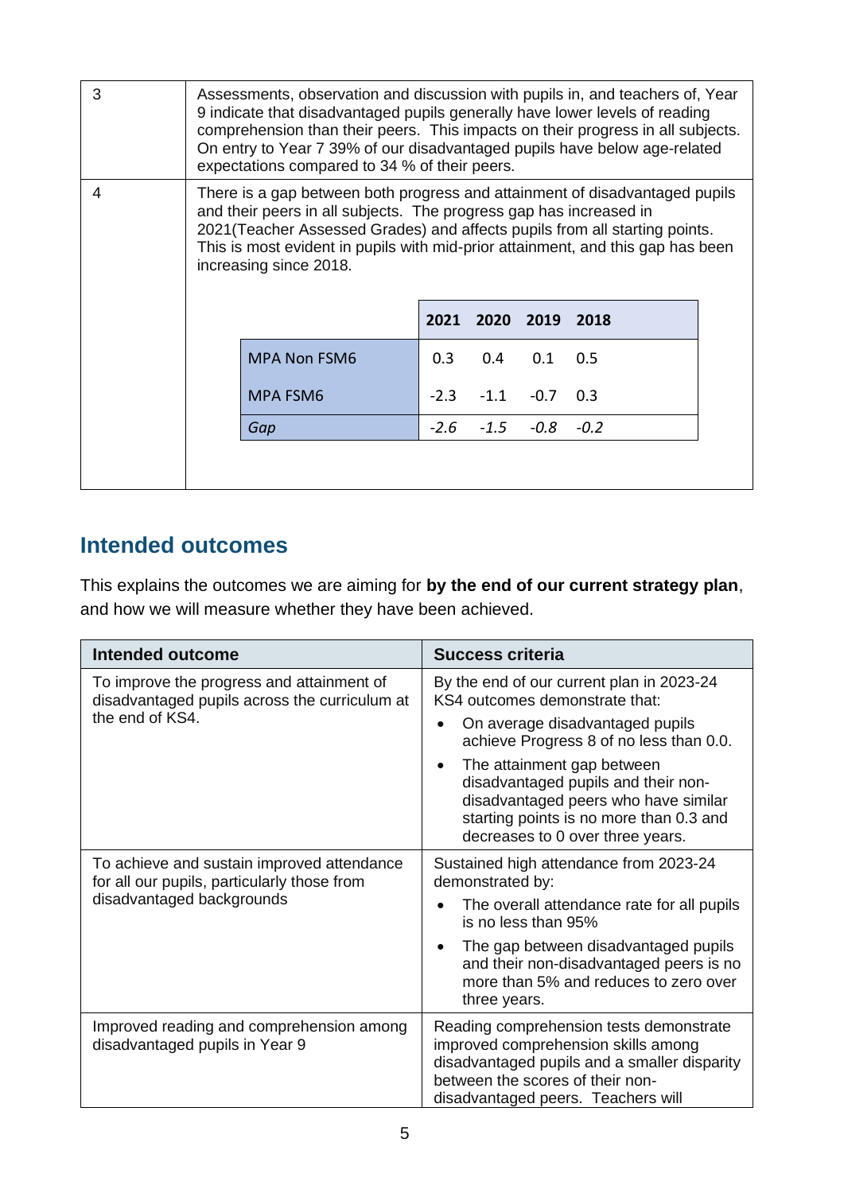| 3 | Assessments, observation and discussion with pupils in, and teachers of, Year 9 indicate that disadvantaged pupils generally have lower levels of reading comprehension than their peers. This impacts on their progress in all subjects. On entry to Year 7 39% of our disadvantaged pupils have below age-related expectations compared to 34 % of their peers. |
|---|---|
| 4 | There is a gap between both progress and attainment of disadvantaged pupils and their peers in all subjects. The progress gap has increased in 2021(Teacher Assessed Grades) and affects pupils from all starting points. This is most evident in pupils with mid-prior attainment, and this gap has been increasing since 2018. |

| | 2021 | 2020 | 2019 | 2018 |
|---|---|---|---|---|
| MPA Non FSM6 | 0.3 | 0.4 | 0.1 | 0.5 |
| MPA FSM6 | -2.3 | -1.1 | -0.7 | 0.3 |
| *Gap* | *-2.6* | *-1.5* | *-0.8* | *-0.2* |

## Intended outcomes

This explains the outcomes we are aiming for **by the end of our current strategy plan**, and how we will measure whether they have been achieved.

| Intended outcome | Success criteria |
|---|---|
| To improve the progress and attainment of disadvantaged pupils across the curriculum at the end of KS4. | By the end of our current plan in 2023-24 KS4 outcomes demonstrate that:<br>• On average disadvantaged pupils achieve Progress 8 of no less than 0.0.<br>• The attainment gap between disadvantaged pupils and their non-disadvantaged peers who have similar starting points is no more than 0.3 and decreases to 0 over three years. |
| To achieve and sustain improved attendance for all our pupils, particularly those from disadvantaged backgrounds | Sustained high attendance from 2023-24 demonstrated by:<br>• The overall attendance rate for all pupils is no less than 95%<br>• The gap between disadvantaged pupils and their non-disadvantaged peers is no more than 5% and reduces to zero over three years. |
| Improved reading and comprehension among disadvantaged pupils in Year 9 | Reading comprehension tests demonstrate improved comprehension skills among disadvantaged pupils and a smaller disparity between the scores of their non-disadvantaged peers. Teachers will |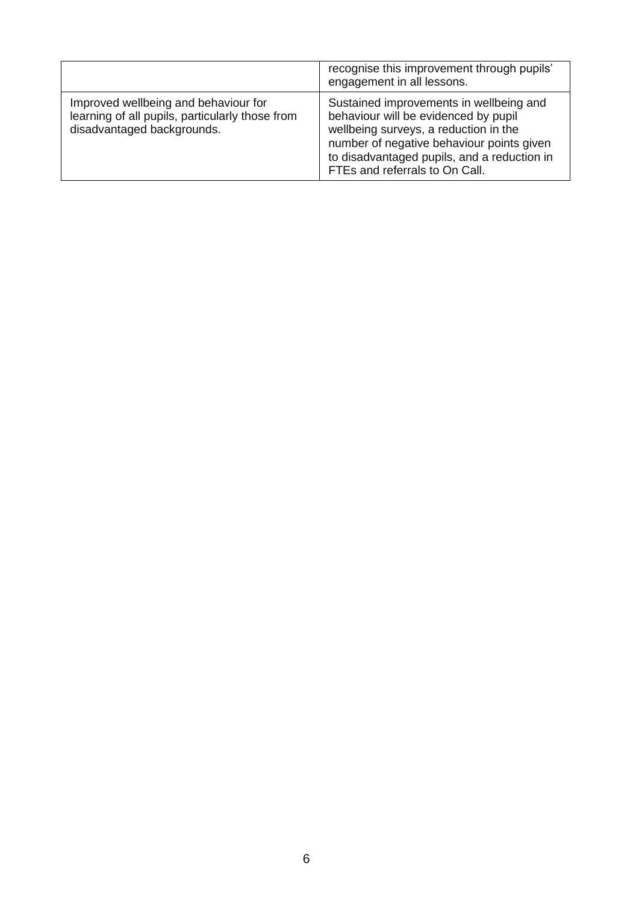| | |
|---|---|
| | recognise this improvement through pupils' engagement in all lessons. |
| Improved wellbeing and behaviour for learning of all pupils, particularly those from disadvantaged backgrounds. | Sustained improvements in wellbeing and behaviour will be evidenced by pupil wellbeing surveys, a reduction in the number of negative behaviour points given to disadvantaged pupils, and a reduction in FTEs and referrals to On Call. |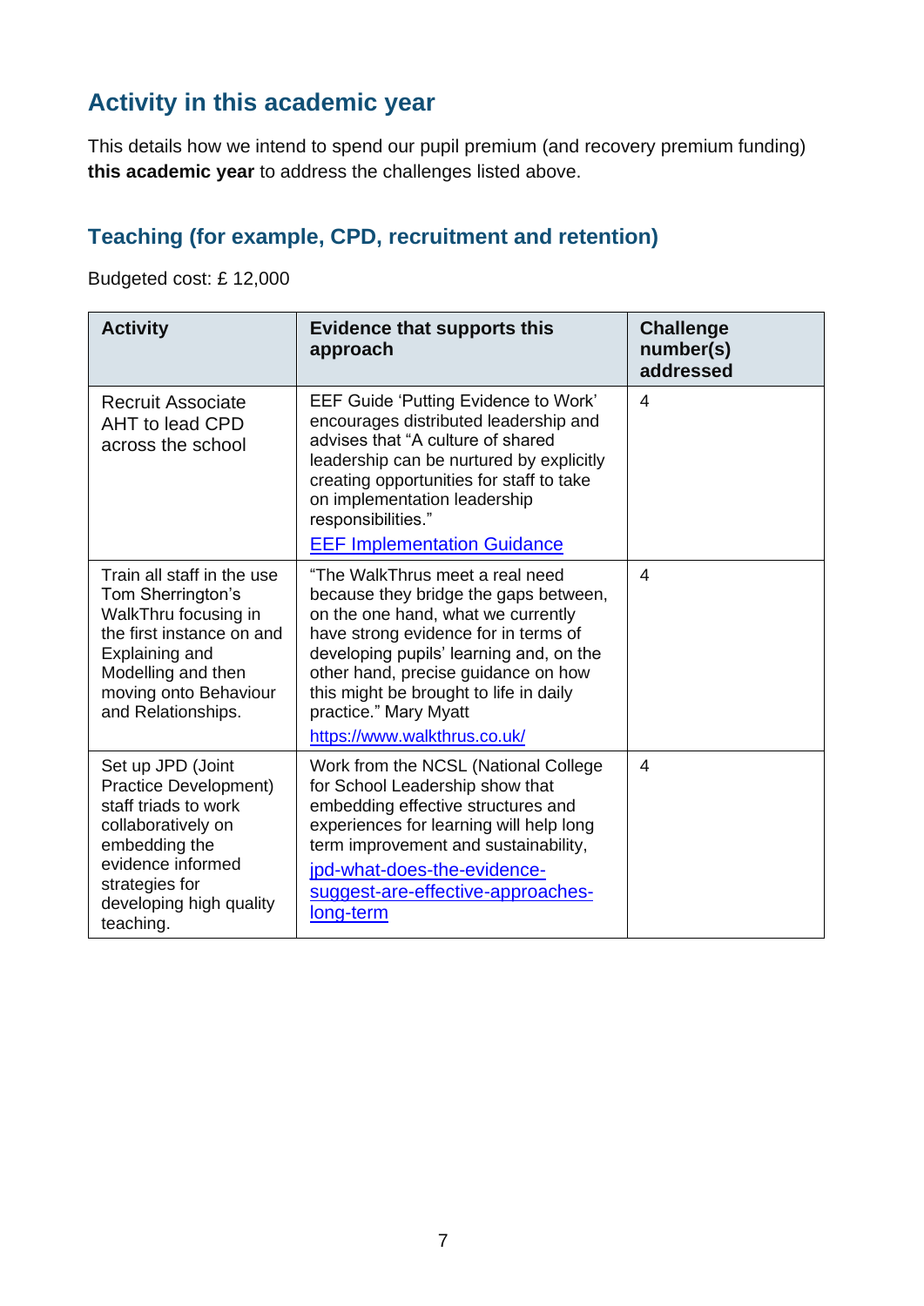## Activity in this academic year

This details how we intend to spend our pupil premium (and recovery premium funding) **this academic year** to address the challenges listed above.

### Teaching (for example, CPD, recruitment and retention)

Budgeted cost: £ 12,000

| Activity | Evidence that supports this approach | Challenge number(s) addressed |
|---|---|---|
| Recruit Associate AHT to lead CPD across the school | EEF Guide 'Putting Evidence to Work' encourages distributed leadership and advises that "A culture of shared leadership can be nurtured by explicitly creating opportunities for staff to take on implementation leadership responsibilities." [EEF Implementation Guidance](EEF Implementation Guidance) | 4 |
| Train all staff in the use Tom Sherrington's WalkThru focusing in the first instance on and Explaining and Modelling and then moving onto Behaviour and Relationships. | "The WalkThrus meet a real need because they bridge the gaps between, on the one hand, what we currently have strong evidence for in terms of developing pupils' learning and, on the other hand, precise guidance on how this might be brought to life in daily practice." Mary Myatt https://www.walkthrus.co.uk/ | 4 |
| Set up JPD (Joint Practice Development) staff triads to work collaboratively on embedding the evidence informed strategies for developing high quality teaching. | Work from the NCSL (National College for School Leadership show that embedding effective structures and experiences for learning will help long term improvement and sustainability, jpd-what-does-the-evidence-suggest-are-effective-approaches-long-term | 4 |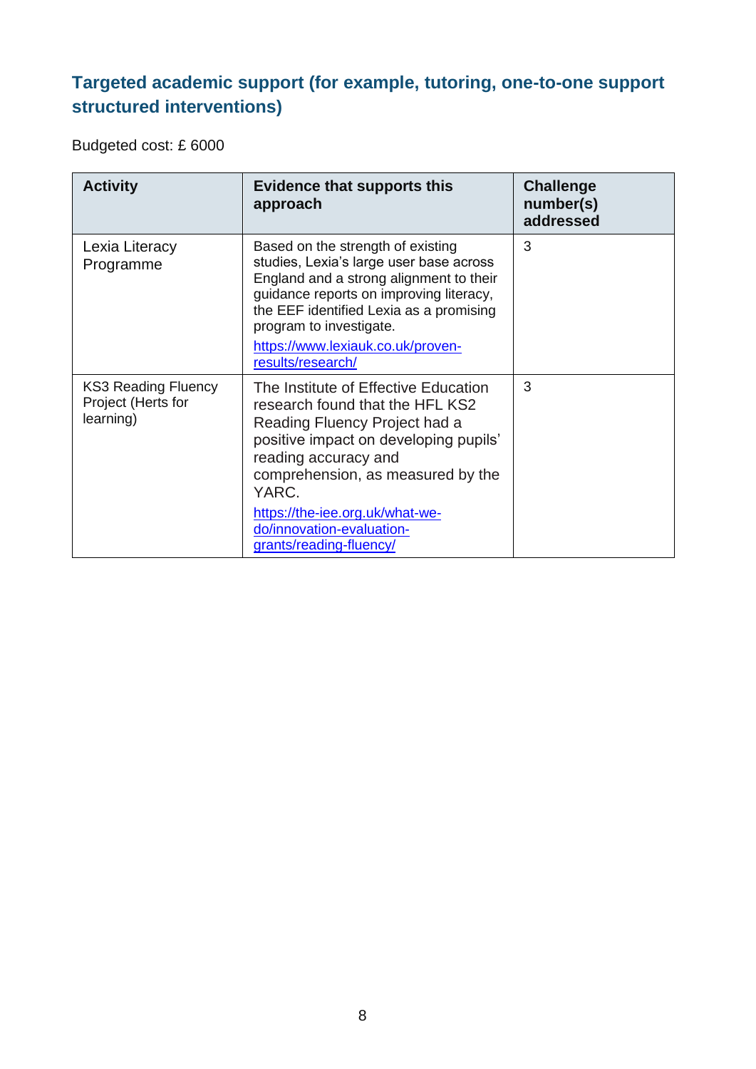## Targeted academic support (for example, tutoring, one-to-one support structured interventions)

Budgeted cost: £ 6000

| Activity | Evidence that supports this approach | Challenge number(s) addressed |
|---|---|---|
| Lexia Literacy Programme | Based on the strength of existing studies, Lexia's large user base across England and a strong alignment to their guidance reports on improving literacy, the EEF identified Lexia as a promising program to investigate. https://www.lexiauk.co.uk/proven-results/research/ | 3 |
| KS3 Reading Fluency Project (Herts for learning) | The Institute of Effective Education research found that the HFL KS2 Reading Fluency Project had a positive impact on developing pupils' reading accuracy and comprehension, as measured by the YARC. https://the-iee.org.uk/what-we-do/innovation-evaluation-grants/reading-fluency/ | 3 |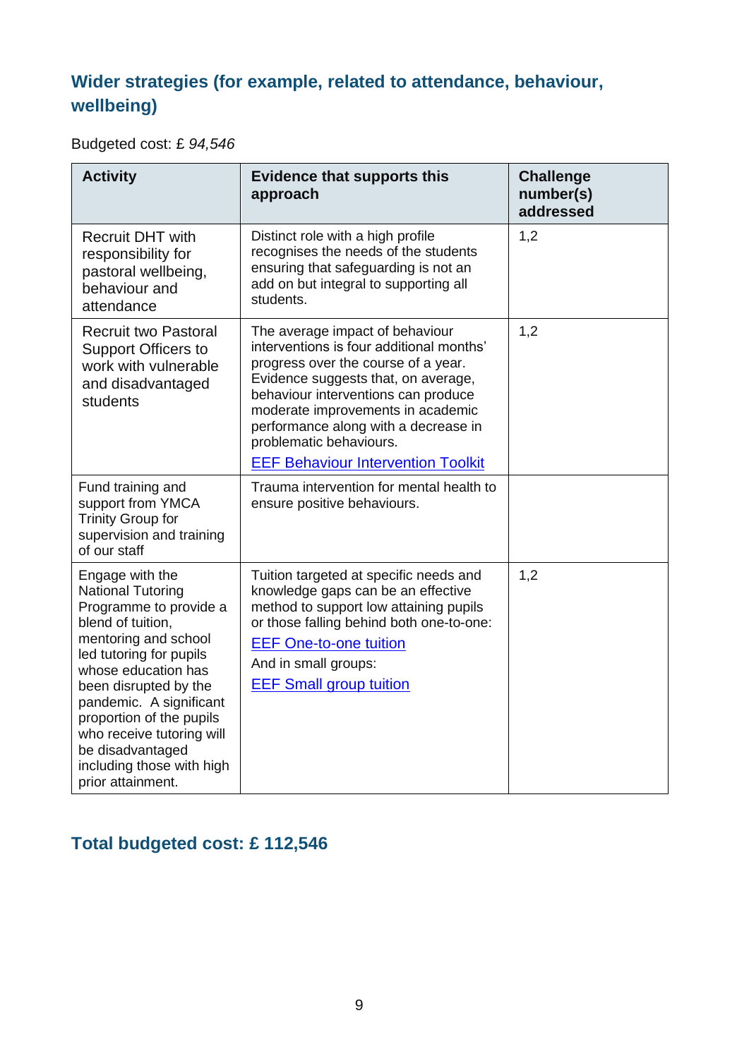## Wider strategies (for example, related to attendance, behaviour, wellbeing)

Budgeted cost: £ *94,546*

| Activity | Evidence that supports this approach | Challenge number(s) addressed |
|---|---|---|
| Recruit DHT with responsibility for pastoral wellbeing, behaviour and attendance | Distinct role with a high profile recognises the needs of the students ensuring that safeguarding is not an add on but integral to supporting all students. | 1,2 |
| Recruit two Pastoral Support Officers to work with vulnerable and disadvantaged students | The average impact of behaviour interventions is four additional months' progress over the course of a year. Evidence suggests that, on average, behaviour interventions can produce moderate improvements in academic performance along with a decrease in problematic behaviours. [EEF Behaviour Intervention Toolkit] | 1,2 |
| Fund training and support from YMCA Trinity Group for supervision and training of our staff | Trauma intervention for mental health to ensure positive behaviours. | |
| Engage with the National Tutoring Programme to provide a blend of tuition, mentoring and school led tutoring for pupils whose education has been disrupted by the pandemic. A significant proportion of the pupils who receive tutoring will be disadvantaged including those with high prior attainment. | Tuition targeted at specific needs and knowledge gaps can be an effective method to support low attaining pupils or those falling behind both one-to-one: [EEF One-to-one tuition] And in small groups: [EEF Small group tuition] | 1,2 |

## Total budgeted cost: £ 112,546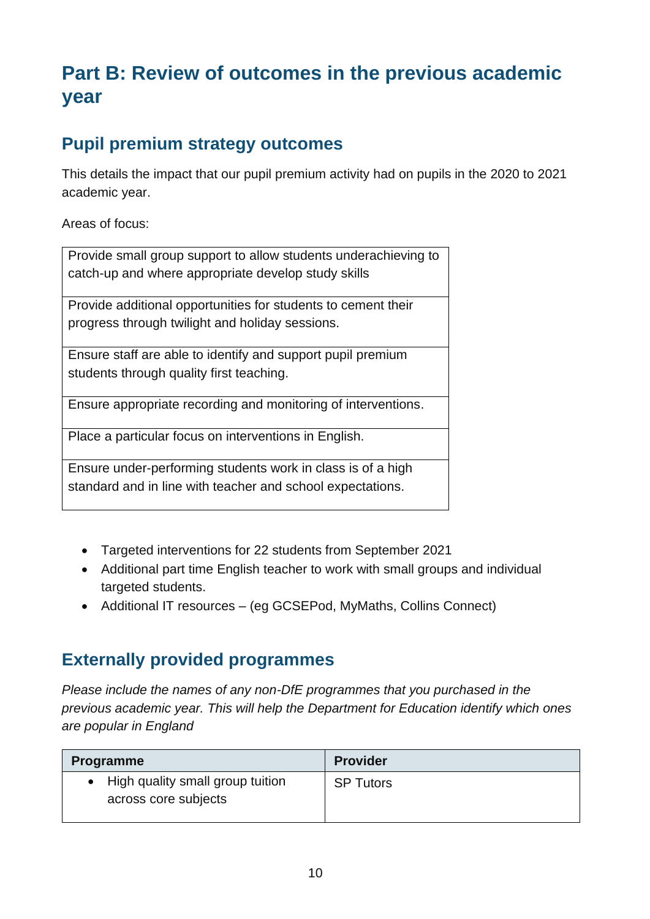# Part B: Review of outcomes in the previous academic year

## Pupil premium strategy outcomes

This details the impact that our pupil premium activity had on pupils in the 2020 to 2021 academic year.

Areas of focus:

| |
|---|
| Provide small group support to allow students underachieving to catch-up and where appropriate develop study skills |
| Provide additional opportunities for students to cement their progress through twilight and holiday sessions. |
| Ensure staff are able to identify and support pupil premium students through quality first teaching. |
| Ensure appropriate recording and monitoring of interventions. |
| Place a particular focus on interventions in English. |
| Ensure under-performing students work in class is of a high standard and in line with teacher and school expectations. |

- Targeted interventions for 22 students from September 2021
- Additional part time English teacher to work with small groups and individual targeted students.
- Additional IT resources – (eg GCSEPod, MyMaths, Collins Connect)

## Externally provided programmes

*Please include the names of any non-DfE programmes that you purchased in the previous academic year. This will help the Department for Education identify which ones are popular in England*

| Programme | Provider |
|---|---|
| • High quality small group tuition across core subjects | SP Tutors |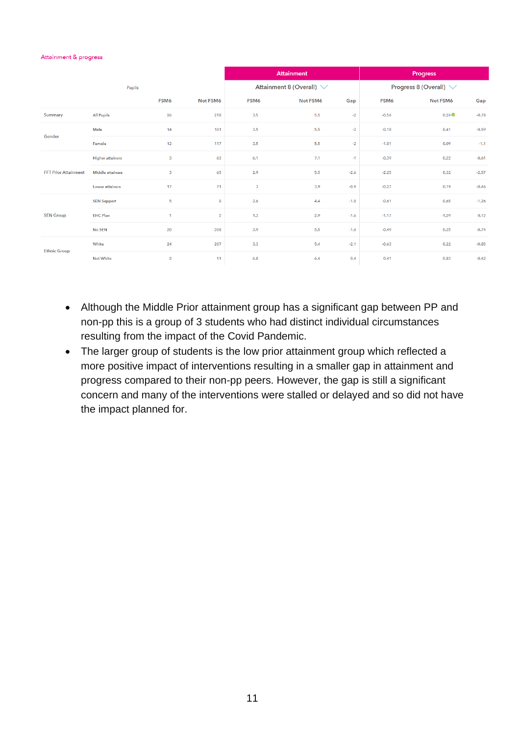Attainment & progress

| Pupils | | | | Attainment | | | Progress | | |
|---|---|---|---|---|---|---|---|---|---|
| | | | | Attainment 8 (Overall) | | | Progress 8 (Overall) | | |
| | | FSM6 | Not FSM6 | FSM6 | Not FSM6 | Gap | FSM6 | Not FSM6 | Gap |
| Summary | All Pupils | 26 | 218 | 3.5 | 5.5 | -2 | -0.54 | 0.24 | -0.78 |
| Gender | Male | 14 | 101 | 3.5 | 5.5 | -2 | -0.18 | 0.41 | -0.59 |
| | Female | 12 | 117 | 3.5 | 5.5 | -2 | -1.01 | 0.09 | -1.1 |
| FFT Prior Attainment | Higher attainers | 3 | 63 | 6.1 | 7.1 | -1 | -0.39 | 0.22 | -0.61 |
| | Middle attainers | 3 | 65 | 2.9 | 5.5 | -2.6 | -2.25 | 0.32 | -2.57 |
| | Lower attainers | 17 | 71 | 3 | 3.9 | -0.9 | -0.27 | 0.19 | -0.46 |
| SEN Group | SEN Support | 5 | 8 | 2.6 | 4.4 | -1.8 | -0.61 | 0.65 | -1.26 |
| | EHC Plan | 1 | 2 | 1.3 | 2.9 | -1.6 | -1.17 | -1.29 | 0.12 |
| | No SEN | 20 | 208 | 3.9 | 5.5 | -1.6 | -0.49 | 0.25 | -0.74 |
| Ethnic Group | White | 24 | 207 | 3.3 | 5.4 | -2.1 | -0.63 | 0.22 | -0.85 |
| | Not White | 2 | 11 | 6.8 | 6.4 | 0.4 | 0.41 | 0.83 | -0.42 |

- Although the Middle Prior attainment group has a significant gap between PP and non-pp this is a group of 3 students who had distinct individual circumstances resulting from the impact of the Covid Pandemic.
- The larger group of students is the low prior attainment group which reflected a more positive impact of interventions resulting in a smaller gap in attainment and progress compared to their non-pp peers. However, the gap is still a significant concern and many of the interventions were stalled or delayed and so did not have the impact planned for.